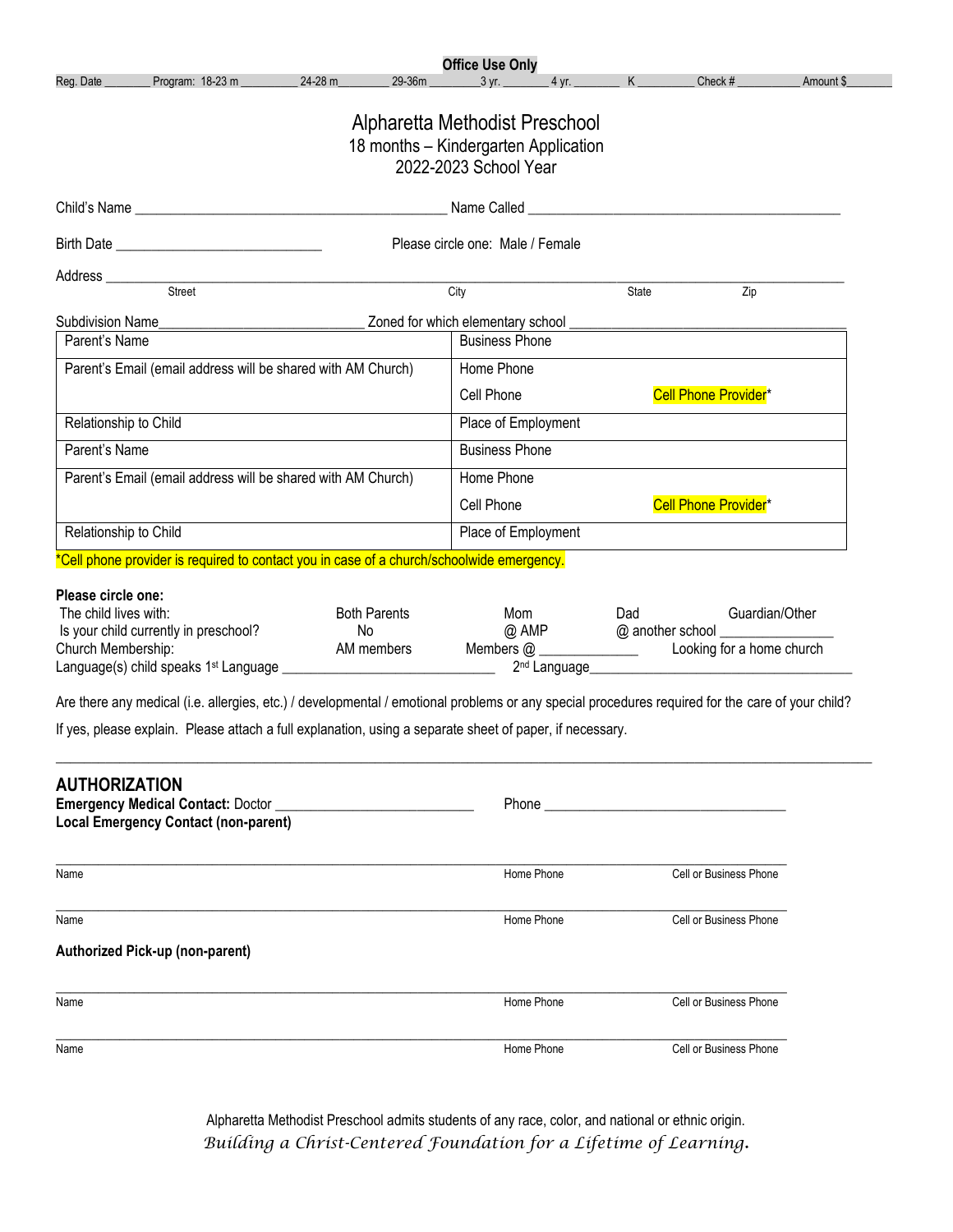**Office Use Only**

Reg. Date ________ Program: 18-23 m __________ 24-28 m_________ 29-36m _________ 3 yr. ________ 4 yr. ________ K __________ Check # ___________ Amount $________

# Alpharetta Methodist Preschool

## 18 months – Kindergarten Application
## 2022-2023 School Year

Child's Name _____________________________________________ Name Called ____________________________________________

Birth Date _____________________________ Please circle one: Male / Female

Address ________________________________________________________________________________________________________
Street City State Zip

Subdivision Name____________________________ Zoned for which elementary school ______________________________________

| Parent's Name | Business Phone |
|---|---|
| Parent's Email (email address will be shared with AM Church) | Home Phone<br>Cell Phone Cell Phone Provider* |
| Relationship to Child | Place of Employment |
| Parent's Name | Business Phone |
| Parent's Email (email address will be shared with AM Church) | Home Phone<br>Cell Phone Cell Phone Provider* |
| Relationship to Child | Place of Employment |

*Cell phone provider is required to contact you in case of a church/schoolwide emergency.

**Please circle one:**

| | | | | |
|---|---|---|---|---|
| The child lives with: | Both Parents | Mom | Dad | Guardian/Other |
| Is your child currently in preschool? | No | @ AMP | @ another school _______________ | |
| Church Membership: | AM members | Members @ ______________ | Looking for a home church | |

Language(s) child speaks 1st Language _____________________________ 2nd Language____________________________________

Are there any medical (i.e. allergies, etc.) / developmental / emotional problems or any special procedures required for the care of your child?

If yes, please explain. Please attach a full explanation, using a separate sheet of paper, if necessary.

_____________________________________________________________________________________________________________

## AUTHORIZATION

**Emergency Medical Contact:** Doctor ____________________________ Phone __________________________________

**Local Emergency Contact (non-parent)**

_____________________________________________________________________________________________________
Name Home Phone Cell or Business Phone

_____________________________________________________________________________________________________
Name Home Phone Cell or Business Phone

**Authorized Pick-up (non-parent)**

_____________________________________________________________________________________________________
Name Home Phone Cell or Business Phone

_____________________________________________________________________________________________________
Name Home Phone Cell or Business Phone

Alpharetta Methodist Preschool admits students of any race, color, and national or ethnic origin.

*Building a Christ-Centered Foundation for a Lifetime of Learning.*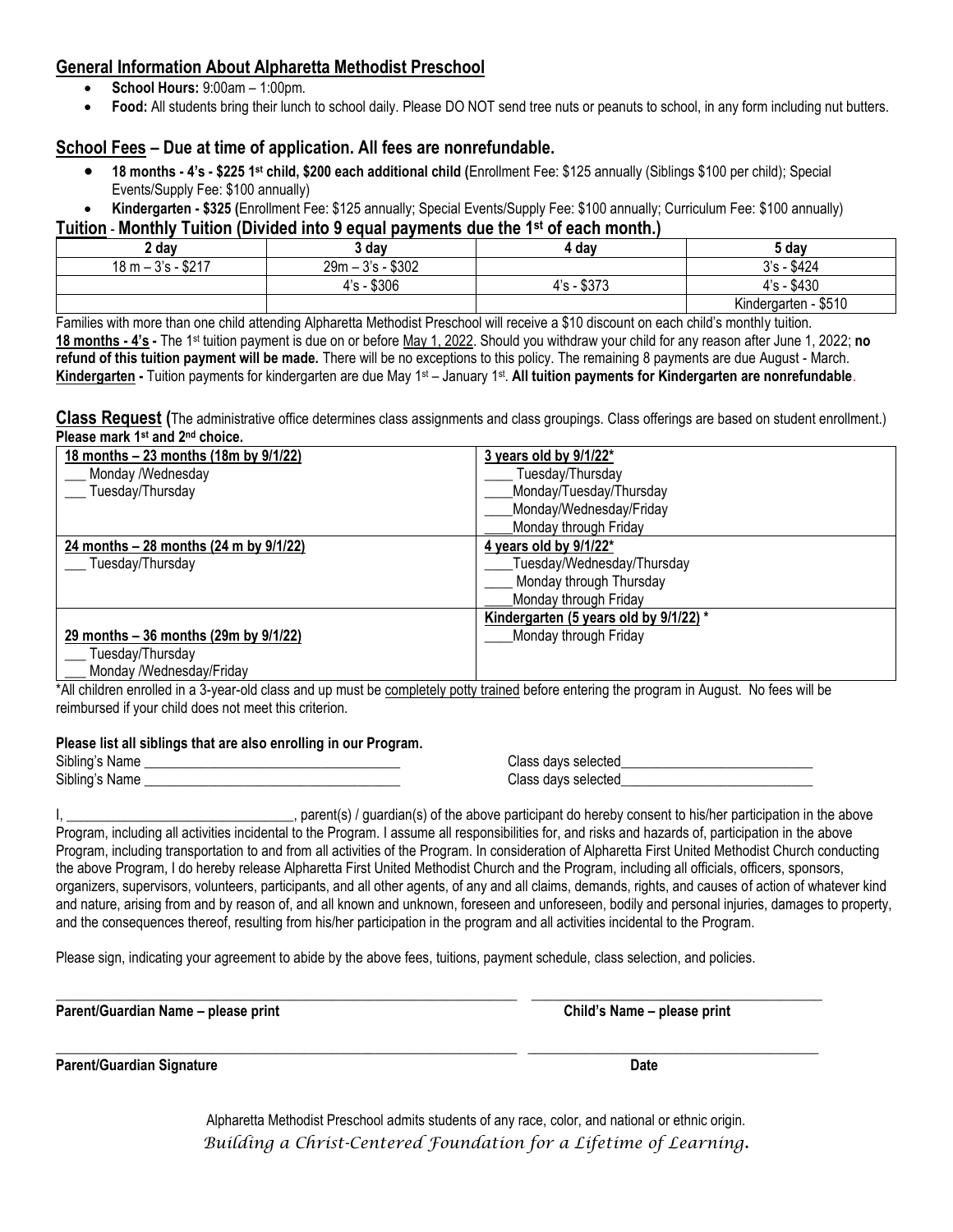## General Information About Alpharetta Methodist Preschool

- **School Hours:** 9:00am – 1:00pm.
- **Food:** All students bring their lunch to school daily. Please DO NOT send tree nuts or peanuts to school, in any form including nut butters.

## School Fees – Due at time of application. All fees are nonrefundable.

- **18 months - 4's - $225 1st child, $200 each additional child (**Enrollment Fee: $125 annually (Siblings $100 per child); Special Events/Supply Fee: $100 annually)
- **Kindergarten - $325 (**Enrollment Fee: $125 annually; Special Events/Supply Fee: $100 annually; Curriculum Fee: $100 annually)

## Tuition - Monthly Tuition (Divided into 9 equal payments due the 1st of each month.)

| 2 day | 3 day | 4 day | 5 day |
|---|---|---|---|
| 18 m – 3's - $217 | 29m – 3's - $302 | | 3's - $424 |
| | 4's - $306 | 4's - $373 | 4's - $430 |
| | | | Kindergarten - $510 |

Families with more than one child attending Alpharetta Methodist Preschool will receive a $10 discount on each child's monthly tuition.

**18 months - 4's -** The 1st tuition payment is due on or before May 1, 2022. Should you withdraw your child for any reason after June 1, 2022; **no refund of this tuition payment will be made.** There will be no exceptions to this policy. The remaining 8 payments are due August - March.

**Kindergarten -** Tuition payments for kindergarten are due May 1st – January 1st. **All tuition payments for Kindergarten are nonrefundable**.

## Class Request (The administrative office determines class assignments and class groupings. Class offerings are based on student enrollment.)

**Please mark 1st and 2nd choice.**

| | |
|---|---|
| **18 months – 23 months (18m by 9/1/22)**<br>___ Monday /Wednesday<br>___ Tuesday/Thursday | **3 years old by 9/1/22***<br>____ Tuesday/Thursday<br>____Monday/Tuesday/Thursday<br>____Monday/Wednesday/Friday<br>____Monday through Friday |
| **24 months – 28 months (24 m by 9/1/22)**<br>___ Tuesday/Thursday | **4 years old by 9/1/22***<br>____Tuesday/Wednesday/Thursday<br>____ Monday through Thursday<br>____Monday through Friday |
| **29 months – 36 months (29m by 9/1/22)**<br>___ Tuesday/Thursday<br>___ Monday /Wednesday/Friday | **Kindergarten (5 years old by 9/1/22) ***<br>____Monday through Friday |

*All children enrolled in a 3-year-old class and up must be completely potty trained before entering the program in August. No fees will be reimbursed if your child does not meet this criterion.

**Please list all siblings that are also enrolling in our Program.**

Sibling's Name ____________________________________ Class days selected___________________________

Sibling's Name ____________________________________ Class days selected___________________________

I, ________________________________, parent(s) / guardian(s) of the above participant do hereby consent to his/her participation in the above Program, including all activities incidental to the Program. I assume all responsibilities for, and risks and hazards of, participation in the above Program, including transportation to and from all activities of the Program. In consideration of Alpharetta First United Methodist Church conducting the above Program, I do hereby release Alpharetta First United Methodist Church and the Program, including all officials, officers, sponsors, organizers, supervisors, volunteers, participants, and all other agents, of any and all claims, demands, rights, and causes of action of whatever kind and nature, arising from and by reason of, and all known and unknown, foreseen and unforeseen, bodily and personal injuries, damages to property, and the consequences thereof, resulting from his/her participation in the program and all activities incidental to the Program.

Please sign, indicating your agreement to abide by the above fees, tuitions, payment schedule, class selection, and policies.

_________________________________________________ _________________________________

**Parent/Guardian Name – please print** **Child's Name – please print**

_________________________________________________ _________________________________

**Parent/Guardian Signature** **Date**

Alpharetta Methodist Preschool admits students of any race, color, and national or ethnic origin.

*Building a Christ-Centered Foundation for a Lifetime of Learning.*